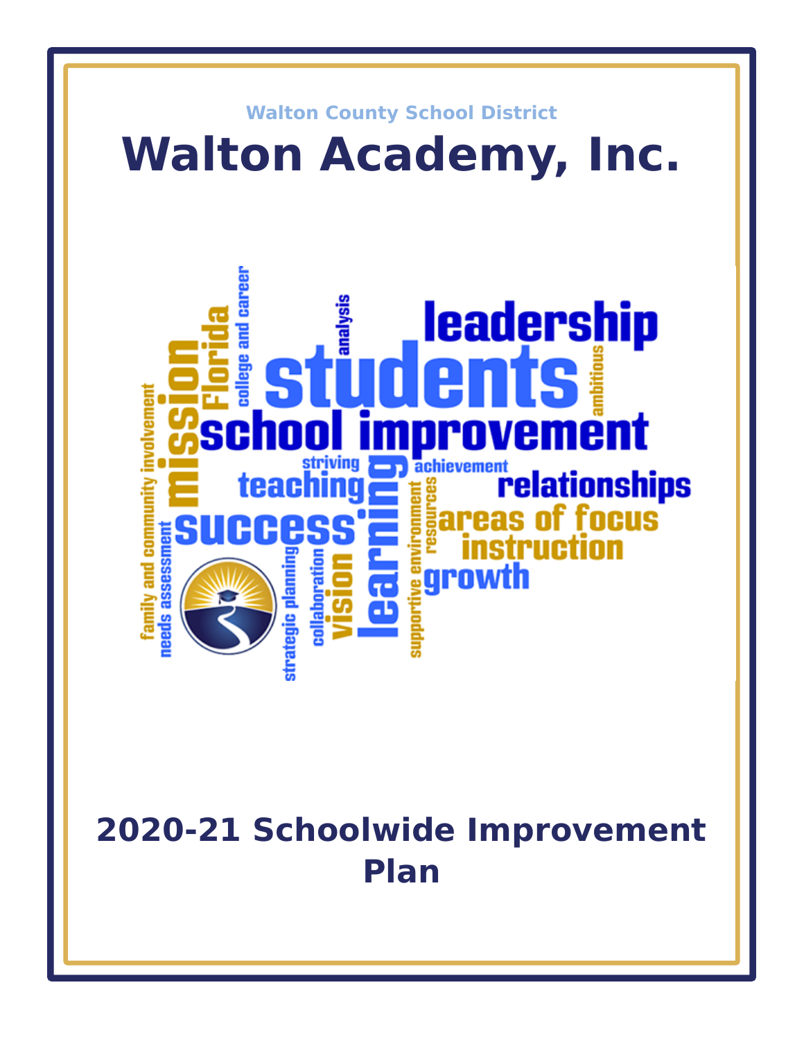Walton County School District

# Walton Academy, Inc.

# 2020-21 Schoolwide Improvement Plan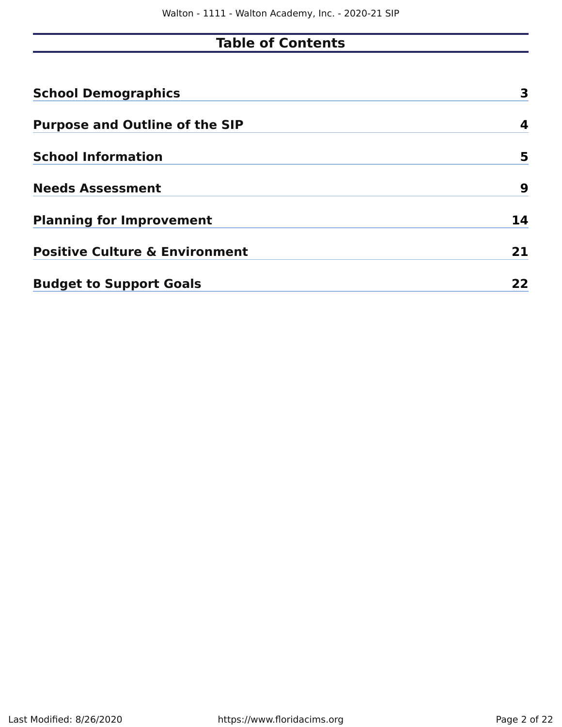# Table of Contents

| | |
|---|---|
| **School Demographics** | **3** |
| **Purpose and Outline of the SIP** | **4** |
| **School Information** | **5** |
| **Needs Assessment** | **9** |
| **Planning for Improvement** | **14** |
| **Positive Culture & Environment** | **21** |
| **Budget to Support Goals** | **22** |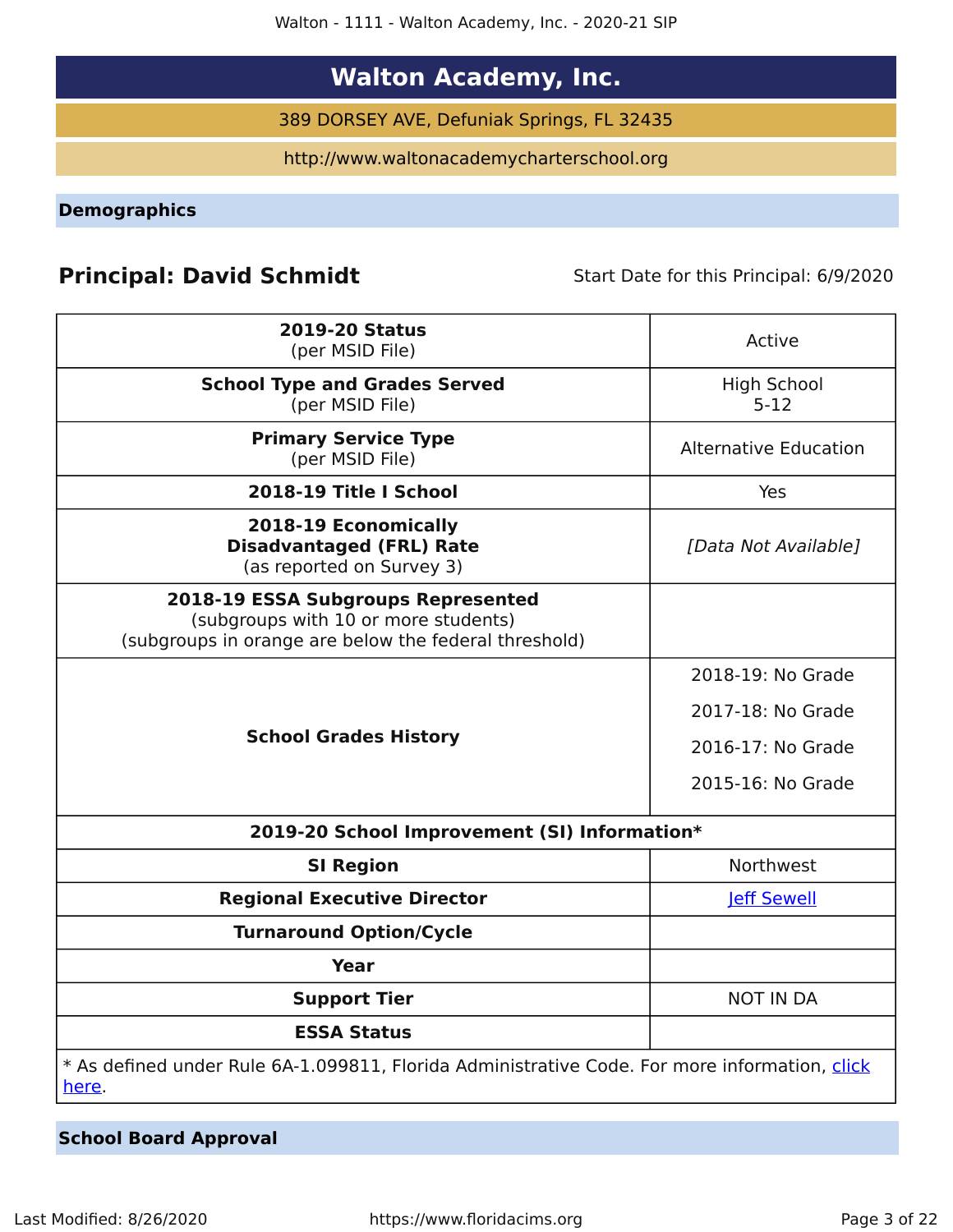# Walton Academy, Inc.

389 DORSEY AVE, Defuniak Springs, FL 32435

http://www.waltonacademycharterschool.org

## Demographics

**Principal: David Schmidt** Start Date for this Principal: 6/9/2020

| | |
|---|---|
| **2019-20 Status** (per MSID File) | Active |
| **School Type and Grades Served** (per MSID File) | High School 5-12 |
| **Primary Service Type** (per MSID File) | Alternative Education |
| **2018-19 Title I School** | Yes |
| **2018-19 Economically Disadvantaged (FRL) Rate** (as reported on Survey 3) | *[Data Not Available]* |
| **2018-19 ESSA Subgroups Represented** (subgroups with 10 or more students) (subgroups in orange are below the federal threshold) | |
| **School Grades History** | 2018-19: No Grade<br>2017-18: No Grade<br>2016-17: No Grade<br>2015-16: No Grade |
| **2019-20 School Improvement (SI) Information*** | |
| **SI Region** | Northwest |
| **Regional Executive Director** | [Jeff Sewell] |
| **Turnaround Option/Cycle** | |
| **Year** | |
| **Support Tier** | NOT IN DA |
| **ESSA Status** | |

* As defined under Rule 6A-1.099811, Florida Administrative Code. For more information, click here.

## School Board Approval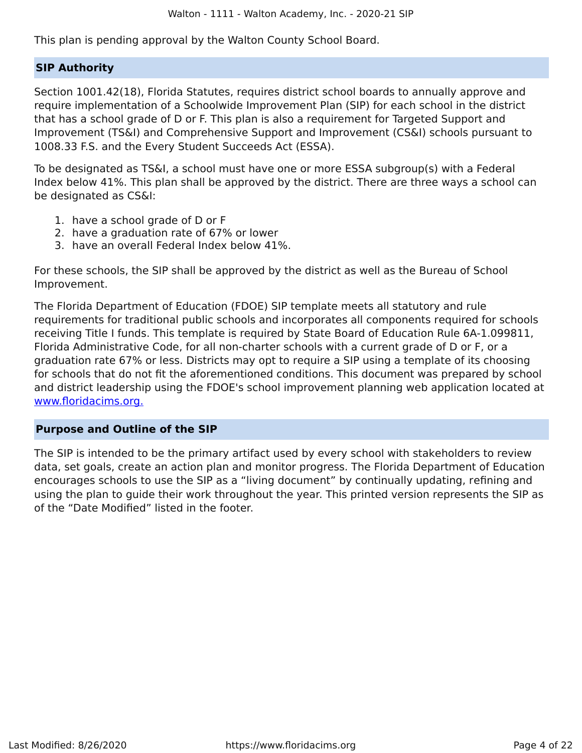This plan is pending approval by the Walton County School Board.

## SIP Authority

Section 1001.42(18), Florida Statutes, requires district school boards to annually approve and require implementation of a Schoolwide Improvement Plan (SIP) for each school in the district that has a school grade of D or F. This plan is also a requirement for Targeted Support and Improvement (TS&I) and Comprehensive Support and Improvement (CS&I) schools pursuant to 1008.33 F.S. and the Every Student Succeeds Act (ESSA).

To be designated as TS&I, a school must have one or more ESSA subgroup(s) with a Federal Index below 41%. This plan shall be approved by the district. There are three ways a school can be designated as CS&I:

1. have a school grade of D or F
2. have a graduation rate of 67% or lower
3. have an overall Federal Index below 41%.

For these schools, the SIP shall be approved by the district as well as the Bureau of School Improvement.

The Florida Department of Education (FDOE) SIP template meets all statutory and rule requirements for traditional public schools and incorporates all components required for schools receiving Title I funds. This template is required by State Board of Education Rule 6A-1.099811, Florida Administrative Code, for all non-charter schools with a current grade of D or F, or a graduation rate 67% or less. Districts may opt to require a SIP using a template of its choosing for schools that do not fit the aforementioned conditions. This document was prepared by school and district leadership using the FDOE's school improvement planning web application located at [www.floridacims.org.](https://www.floridacims.org)

## Purpose and Outline of the SIP

The SIP is intended to be the primary artifact used by every school with stakeholders to review data, set goals, create an action plan and monitor progress. The Florida Department of Education encourages schools to use the SIP as a “living document” by continually updating, refining and using the plan to guide their work throughout the year. This printed version represents the SIP as of the “Date Modified” listed in the footer.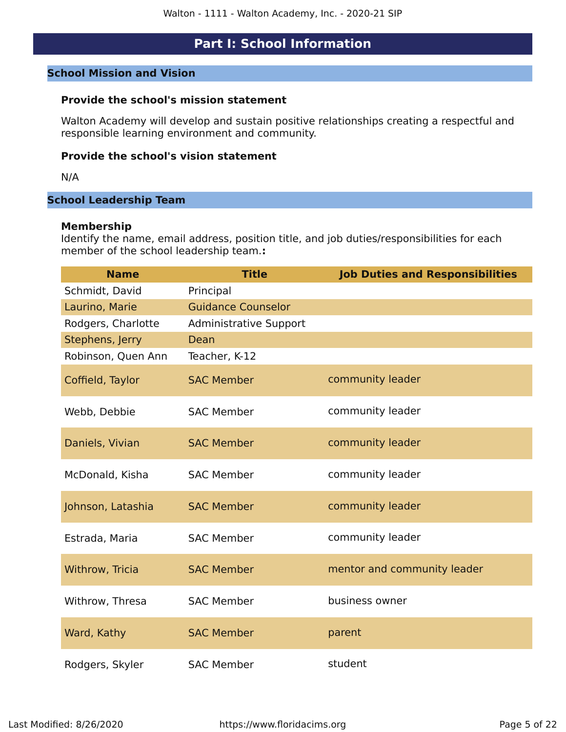# Part I: School Information

## School Mission and Vision

### Provide the school's mission statement

Walton Academy will develop and sustain positive relationships creating a respectful and responsible learning environment and community.

### Provide the school's vision statement

N/A

## School Leadership Team

### Membership

Identify the name, email address, position title, and job duties/responsibilities for each member of the school leadership team.**:**

| Name | Title | Job Duties and Responsibilities |
|---|---|---|
| Schmidt, David | Principal | |
| Laurino, Marie | Guidance Counselor | |
| Rodgers, Charlotte | Administrative Support | |
| Stephens, Jerry | Dean | |
| Robinson, Quen Ann | Teacher, K-12 | |
| Coffield, Taylor | SAC Member | community leader |
| Webb, Debbie | SAC Member | community leader |
| Daniels, Vivian | SAC Member | community leader |
| McDonald, Kisha | SAC Member | community leader |
| Johnson, Latashia | SAC Member | community leader |
| Estrada, Maria | SAC Member | community leader |
| Withrow, Tricia | SAC Member | mentor and community leader |
| Withrow, Thresa | SAC Member | business owner |
| Ward, Kathy | SAC Member | parent |
| Rodgers, Skyler | SAC Member | student |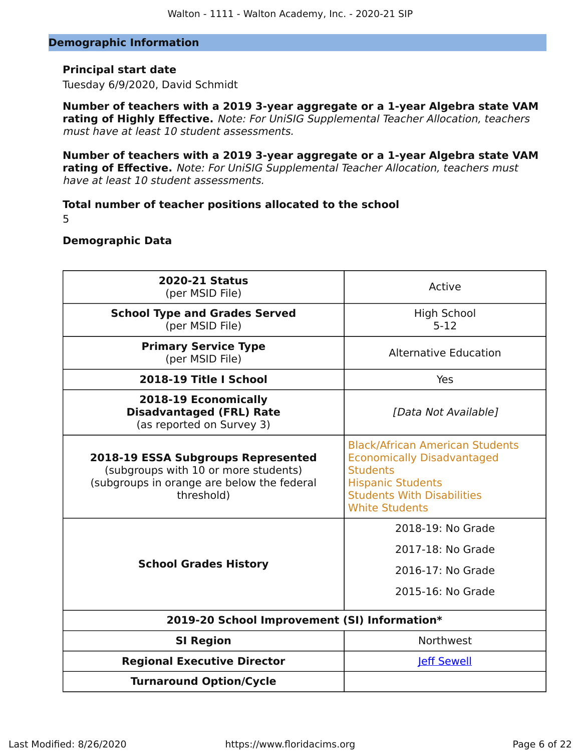## Demographic Information

**Principal start date**

Tuesday 6/9/2020, David Schmidt

**Number of teachers with a 2019 3-year aggregate or a 1-year Algebra state VAM rating of Highly Effective.** *Note: For UniSIG Supplemental Teacher Allocation, teachers must have at least 10 student assessments.*

**Number of teachers with a 2019 3-year aggregate or a 1-year Algebra state VAM rating of Effective.** *Note: For UniSIG Supplemental Teacher Allocation, teachers must have at least 10 student assessments.*

**Total number of teacher positions allocated to the school**

5

**Demographic Data**

| | |
|---|---|
| **2020-21 Status** (per MSID File) | Active |
| **School Type and Grades Served** (per MSID File) | High School 5-12 |
| **Primary Service Type** (per MSID File) | Alternative Education |
| **2018-19 Title I School** | Yes |
| **2018-19 Economically Disadvantaged (FRL) Rate** (as reported on Survey 3) | *[Data Not Available]* |
| **2018-19 ESSA Subgroups Represented** (subgroups with 10 or more students) (subgroups in orange are below the federal threshold) | Black/African American Students<br>Economically Disadvantaged Students<br>Hispanic Students<br>Students With Disabilities<br>White Students |
| **School Grades History** | 2018-19: No Grade<br>2017-18: No Grade<br>2016-17: No Grade<br>2015-16: No Grade |
| **2019-20 School Improvement (SI) Information*** | |
| **SI Region** | Northwest |
| **Regional Executive Director** | Jeff Sewell |
| **Turnaround Option/Cycle** | |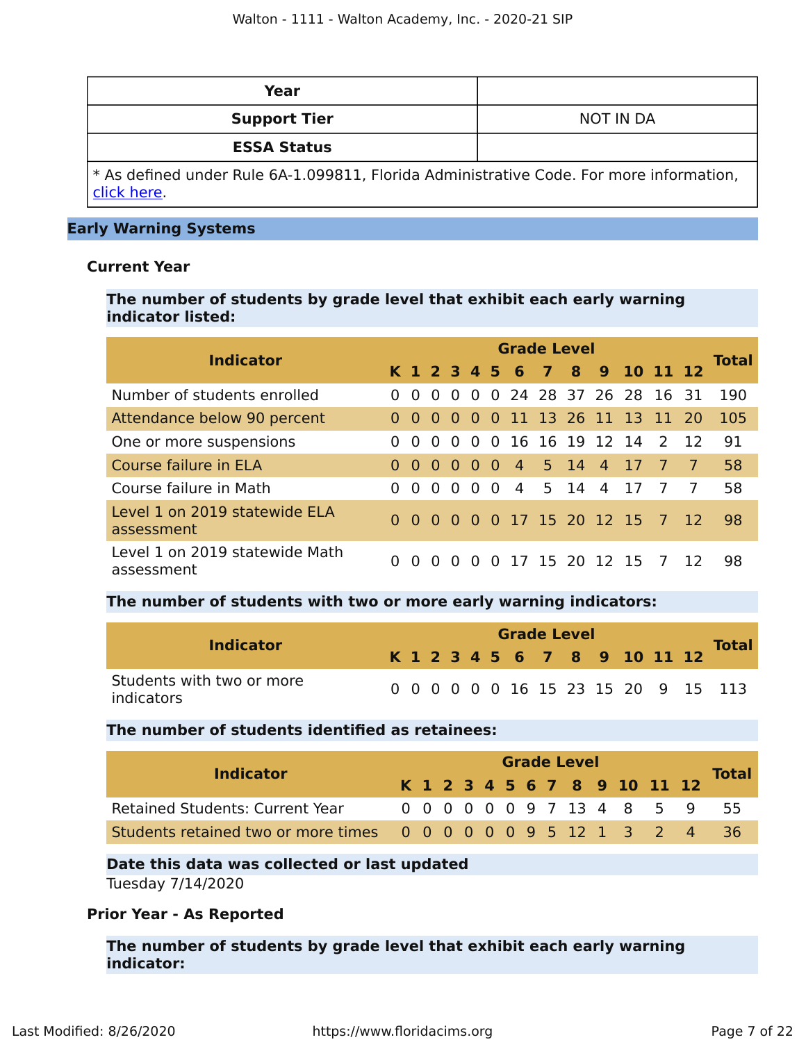| Year | |
|---|---|
| **Support Tier** | NOT IN DA |
| **ESSA Status** | |

* As defined under Rule 6A-1.099811, Florida Administrative Code. For more information, click here.

## Early Warning Systems

### Current Year

**The number of students by grade level that exhibit each early warning indicator listed:**

| Indicator | K | 1 | 2 | 3 | 4 | 5 | 6 | 7 | 8 | 9 | 10 | 11 | 12 | Total |
|---|---|---|---|---|---|---|---|---|---|---|---|---|---|---|
| Number of students enrolled | 0 | 0 | 0 | 0 | 0 | 0 | 24 | 28 | 37 | 26 | 28 | 16 | 31 | 190 |
| Attendance below 90 percent | 0 | 0 | 0 | 0 | 0 | 0 | 11 | 13 | 26 | 11 | 13 | 11 | 20 | 105 |
| One or more suspensions | 0 | 0 | 0 | 0 | 0 | 0 | 16 | 16 | 19 | 12 | 14 | 2 | 12 | 91 |
| Course failure in ELA | 0 | 0 | 0 | 0 | 0 | 0 | 4 | 5 | 14 | 4 | 17 | 7 | 7 | 58 |
| Course failure in Math | 0 | 0 | 0 | 0 | 0 | 0 | 4 | 5 | 14 | 4 | 17 | 7 | 7 | 58 |
| Level 1 on 2019 statewide ELA assessment | 0 | 0 | 0 | 0 | 0 | 0 | 17 | 15 | 20 | 12 | 15 | 7 | 12 | 98 |
| Level 1 on 2019 statewide Math assessment | 0 | 0 | 0 | 0 | 0 | 0 | 17 | 15 | 20 | 12 | 15 | 7 | 12 | 98 |

**The number of students with two or more early warning indicators:**

| Indicator | K | 1 | 2 | 3 | 4 | 5 | 6 | 7 | 8 | 9 | 10 | 11 | 12 | Total |
|---|---|---|---|---|---|---|---|---|---|---|---|---|---|---|
| Students with two or more indicators | 0 | 0 | 0 | 0 | 0 | 0 | 16 | 15 | 23 | 15 | 20 | 9 | 15 | 113 |

**The number of students identified as retainees:**

| Indicator | K | 1 | 2 | 3 | 4 | 5 | 6 | 7 | 8 | 9 | 10 | 11 | 12 | Total |
|---|---|---|---|---|---|---|---|---|---|---|---|---|---|---|
| Retained Students: Current Year | 0 | 0 | 0 | 0 | 0 | 0 | 9 | 7 | 13 | 4 | 8 | 5 | 9 | 55 |
| Students retained two or more times | 0 | 0 | 0 | 0 | 0 | 0 | 9 | 5 | 12 | 1 | 3 | 2 | 4 | 36 |

**Date this data was collected or last updated**

Tuesday 7/14/2020

### Prior Year - As Reported

**The number of students by grade level that exhibit each early warning indicator:**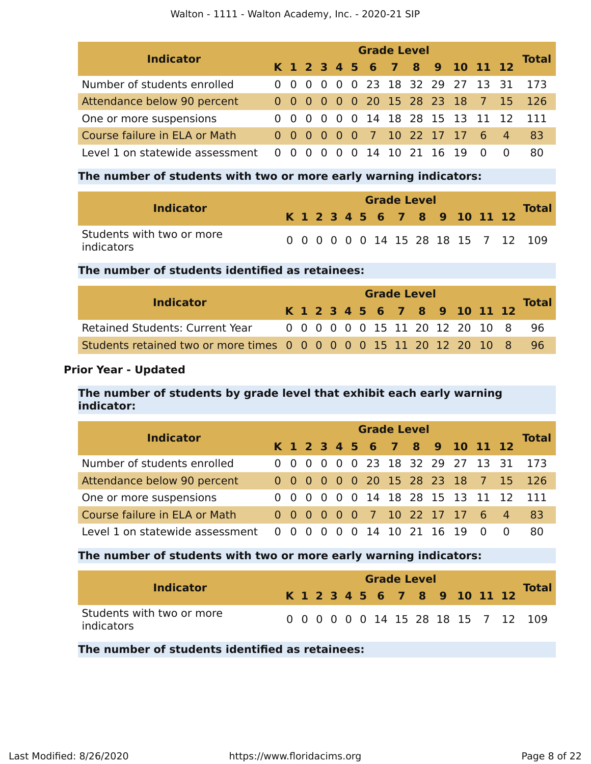| Indicator | Grade Level | | | | | | | | | | | | | Total |
|---|---|---|---|---|---|---|---|---|---|---|---|---|---|---|
| | K | 1 | 2 | 3 | 4 | 5 | 6 | 7 | 8 | 9 | 10 | 11 | 12 | |
| Number of students enrolled | 0 | 0 | 0 | 0 | 0 | 0 | 23 | 18 | 32 | 29 | 27 | 13 | 31 | 173 |
| Attendance below 90 percent | 0 | 0 | 0 | 0 | 0 | 0 | 20 | 15 | 28 | 23 | 18 | 7 | 15 | 126 |
| One or more suspensions | 0 | 0 | 0 | 0 | 0 | 0 | 14 | 18 | 28 | 15 | 13 | 11 | 12 | 111 |
| Course failure in ELA or Math | 0 | 0 | 0 | 0 | 0 | 0 | 7 | 10 | 22 | 17 | 17 | 6 | 4 | 83 |
| Level 1 on statewide assessment | 0 | 0 | 0 | 0 | 0 | 0 | 14 | 10 | 21 | 16 | 19 | 0 | 0 | 80 |

**The number of students with two or more early warning indicators:**

| Indicator | Grade Level | | | | | | | | | | | | | Total |
|---|---|---|---|---|---|---|---|---|---|---|---|---|---|---|
| | K | 1 | 2 | 3 | 4 | 5 | 6 | 7 | 8 | 9 | 10 | 11 | 12 | |
| Students with two or more indicators | 0 | 0 | 0 | 0 | 0 | 0 | 14 | 15 | 28 | 18 | 15 | 7 | 12 | 109 |

**The number of students identified as retainees:**

| Indicator | Grade Level | | | | | | | | | | | | | Total |
|---|---|---|---|---|---|---|---|---|---|---|---|---|---|---|
| | K | 1 | 2 | 3 | 4 | 5 | 6 | 7 | 8 | 9 | 10 | 11 | 12 | |
| Retained Students: Current Year | 0 | 0 | 0 | 0 | 0 | 0 | 15 | 11 | 20 | 12 | 20 | 10 | 8 | 96 |
| Students retained two or more times | 0 | 0 | 0 | 0 | 0 | 0 | 15 | 11 | 20 | 12 | 20 | 10 | 8 | 96 |

**Prior Year - Updated**

**The number of students by grade level that exhibit each early warning indicator:**

| Indicator | Grade Level | | | | | | | | | | | | | Total |
|---|---|---|---|---|---|---|---|---|---|---|---|---|---|---|
| | K | 1 | 2 | 3 | 4 | 5 | 6 | 7 | 8 | 9 | 10 | 11 | 12 | |
| Number of students enrolled | 0 | 0 | 0 | 0 | 0 | 0 | 23 | 18 | 32 | 29 | 27 | 13 | 31 | 173 |
| Attendance below 90 percent | 0 | 0 | 0 | 0 | 0 | 0 | 20 | 15 | 28 | 23 | 18 | 7 | 15 | 126 |
| One or more suspensions | 0 | 0 | 0 | 0 | 0 | 0 | 14 | 18 | 28 | 15 | 13 | 11 | 12 | 111 |
| Course failure in ELA or Math | 0 | 0 | 0 | 0 | 0 | 0 | 7 | 10 | 22 | 17 | 17 | 6 | 4 | 83 |
| Level 1 on statewide assessment | 0 | 0 | 0 | 0 | 0 | 0 | 14 | 10 | 21 | 16 | 19 | 0 | 0 | 80 |

**The number of students with two or more early warning indicators:**

| Indicator | Grade Level | | | | | | | | | | | | | Total |
|---|---|---|---|---|---|---|---|---|---|---|---|---|---|---|
| | K | 1 | 2 | 3 | 4 | 5 | 6 | 7 | 8 | 9 | 10 | 11 | 12 | |
| Students with two or more indicators | 0 | 0 | 0 | 0 | 0 | 0 | 14 | 15 | 28 | 18 | 15 | 7 | 12 | 109 |

**The number of students identified as retainees:**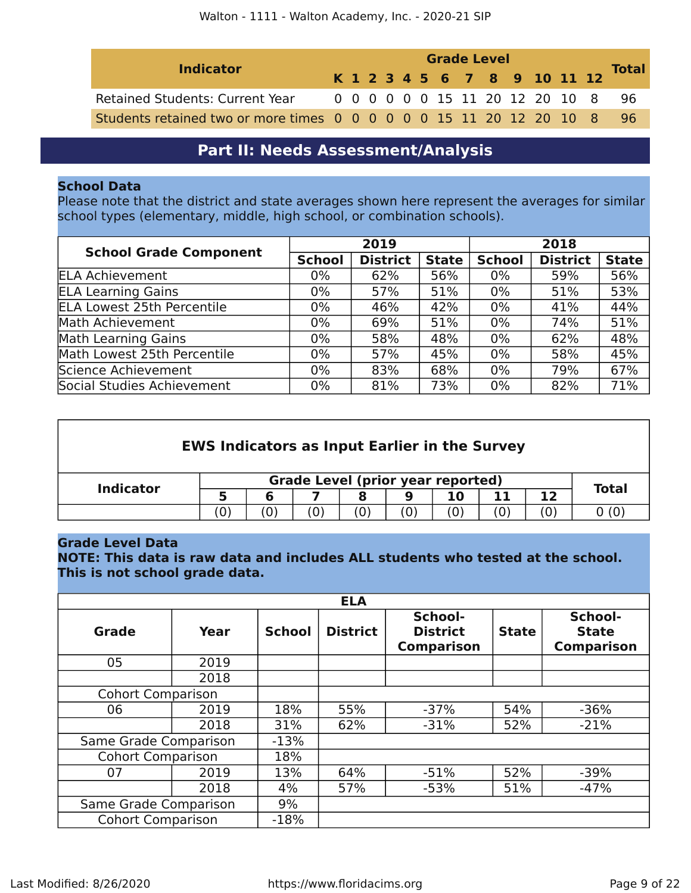| Indicator | Grade Level | | | | | | | | | | | | | Total |
|---|---|---|---|---|---|---|---|---|---|---|---|---|---|---|
| | K | 1 | 2 | 3 | 4 | 5 | 6 | 7 | 8 | 9 | 10 | 11 | 12 | |
| Retained Students: Current Year | 0 | 0 | 0 | 0 | 0 | 0 | 15 | 11 | 20 | 12 | 20 | 10 | 8 | 96 |
| Students retained two or more times | 0 | 0 | 0 | 0 | 0 | 0 | 15 | 11 | 20 | 12 | 20 | 10 | 8 | 96 |

## Part II: Needs Assessment/Analysis

### School Data

Please note that the district and state averages shown here represent the averages for similar school types (elementary, middle, high school, or combination schools).

| School Grade Component | 2019 | | | 2018 | | |
|---|---|---|---|---|---|---|
| | School | District | State | School | District | State |
| ELA Achievement | 0% | 62% | 56% | 0% | 59% | 56% |
| ELA Learning Gains | 0% | 57% | 51% | 0% | 51% | 53% |
| ELA Lowest 25th Percentile | 0% | 46% | 42% | 0% | 41% | 44% |
| Math Achievement | 0% | 69% | 51% | 0% | 74% | 51% |
| Math Learning Gains | 0% | 58% | 48% | 0% | 62% | 48% |
| Math Lowest 25th Percentile | 0% | 57% | 45% | 0% | 58% | 45% |
| Science Achievement | 0% | 83% | 68% | 0% | 79% | 67% |
| Social Studies Achievement | 0% | 81% | 73% | 0% | 82% | 71% |

**EWS Indicators as Input Earlier in the Survey**

| Indicator | Grade Level (prior year reported) | | | | | | | | Total |
|---|---|---|---|---|---|---|---|---|---|
| | 5 | 6 | 7 | 8 | 9 | 10 | 11 | 12 | |
| | (0) | (0) | (0) | (0) | (0) | (0) | (0) | (0) | 0 (0) |

### Grade Level Data

**NOTE: This data is raw data and includes ALL students who tested at the school. This is not school grade data.**

| ELA | | | | | | |
|---|---|---|---|---|---|---|
| Grade | Year | School | District | School-District Comparison | State | School-State Comparison |
| 05 | 2019 | | | | | |
| | 2018 | | | | | |
| Cohort Comparison | | | | | | |
| 06 | 2019 | 18% | 55% | -37% | 54% | -36% |
| | 2018 | 31% | 62% | -31% | 52% | -21% |
| Same Grade Comparison | | -13% | | | | |
| Cohort Comparison | | 18% | | | | |
| 07 | 2019 | 13% | 64% | -51% | 52% | -39% |
| | 2018 | 4% | 57% | -53% | 51% | -47% |
| Same Grade Comparison | | 9% | | | | |
| Cohort Comparison | | -18% | | | | |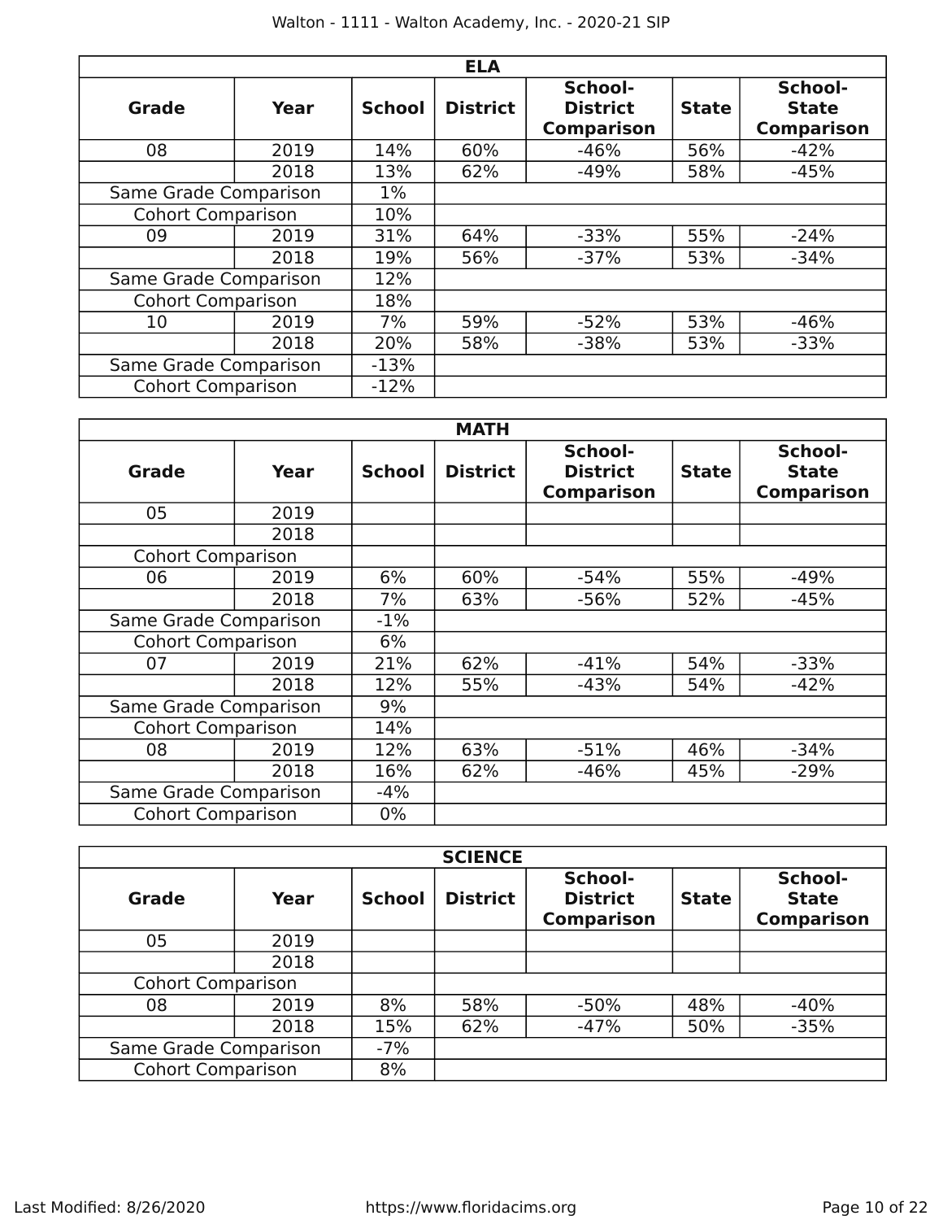| ELA | | | | | | |
|---|---|---|---|---|---|---|
| **Grade** | **Year** | **School** | **District** | **School-District Comparison** | **State** | **School-State Comparison** |
| 08 | 2019 | 14% | 60% | -46% | 56% | -42% |
| | 2018 | 13% | 62% | -49% | 58% | -45% |
| Same Grade Comparison | | 1% | | | | |
| Cohort Comparison | | 10% | | | | |
| 09 | 2019 | 31% | 64% | -33% | 55% | -24% |
| | 2018 | 19% | 56% | -37% | 53% | -34% |
| Same Grade Comparison | | 12% | | | | |
| Cohort Comparison | | 18% | | | | |
| 10 | 2019 | 7% | 59% | -52% | 53% | -46% |
| | 2018 | 20% | 58% | -38% | 53% | -33% |
| Same Grade Comparison | | -13% | | | | |
| Cohort Comparison | | -12% | | | | |

| MATH | | | | | | |
|---|---|---|---|---|---|---|
| **Grade** | **Year** | **School** | **District** | **School-District Comparison** | **State** | **School-State Comparison** |
| 05 | 2019 | | | | | |
| | 2018 | | | | | |
| Cohort Comparison | | | | | | |
| 06 | 2019 | 6% | 60% | -54% | 55% | -49% |
| | 2018 | 7% | 63% | -56% | 52% | -45% |
| Same Grade Comparison | | -1% | | | | |
| Cohort Comparison | | 6% | | | | |
| 07 | 2019 | 21% | 62% | -41% | 54% | -33% |
| | 2018 | 12% | 55% | -43% | 54% | -42% |
| Same Grade Comparison | | 9% | | | | |
| Cohort Comparison | | 14% | | | | |
| 08 | 2019 | 12% | 63% | -51% | 46% | -34% |
| | 2018 | 16% | 62% | -46% | 45% | -29% |
| Same Grade Comparison | | -4% | | | | |
| Cohort Comparison | | 0% | | | | |

| SCIENCE | | | | | | |
|---|---|---|---|---|---|---|
| **Grade** | **Year** | **School** | **District** | **School-District Comparison** | **State** | **School-State Comparison** |
| 05 | 2019 | | | | | |
| | 2018 | | | | | |
| Cohort Comparison | | | | | | |
| 08 | 2019 | 8% | 58% | -50% | 48% | -40% |
| | 2018 | 15% | 62% | -47% | 50% | -35% |
| Same Grade Comparison | | -7% | | | | |
| Cohort Comparison | | 8% | | | | |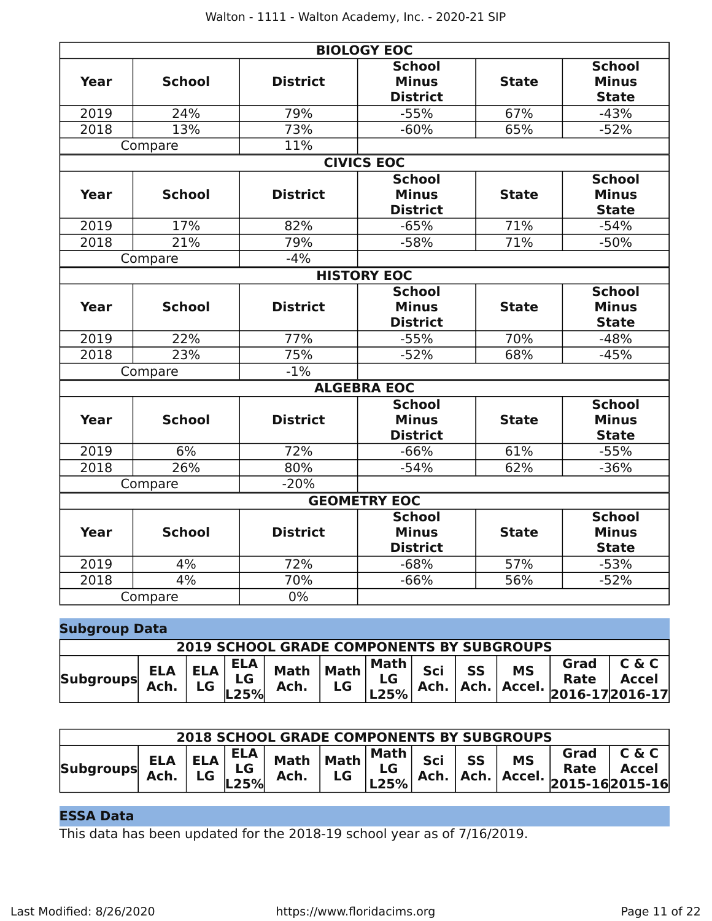| BIOLOGY EOC | | | | | |
|---|---|---|---|---|---|
| Year | School | District | School Minus District | State | School Minus State |
| 2019 | 24% | 79% | -55% | 67% | -43% |
| 2018 | 13% | 73% | -60% | 65% | -52% |
| Compare | | 11% | | | |

| CIVICS EOC | | | | | |
|---|---|---|---|---|---|
| Year | School | District | School Minus District | State | School Minus State |
| 2019 | 17% | 82% | -65% | 71% | -54% |
| 2018 | 21% | 79% | -58% | 71% | -50% |
| Compare | | -4% | | | |

| HISTORY EOC | | | | | |
|---|---|---|---|---|---|
| Year | School | District | School Minus District | State | School Minus State |
| 2019 | 22% | 77% | -55% | 70% | -48% |
| 2018 | 23% | 75% | -52% | 68% | -45% |
| Compare | | -1% | | | |

| ALGEBRA EOC | | | | | |
|---|---|---|---|---|---|
| Year | School | District | School Minus District | State | School Minus State |
| 2019 | 6% | 72% | -66% | 61% | -55% |
| 2018 | 26% | 80% | -54% | 62% | -36% |
| Compare | | -20% | | | |

| GEOMETRY EOC | | | | | |
|---|---|---|---|---|---|
| Year | School | District | School Minus District | State | School Minus State |
| 2019 | 4% | 72% | -68% | 57% | -53% |
| 2018 | 4% | 70% | -66% | 56% | -52% |
| Compare | | 0% | | | |

## Subgroup Data

| 2019 SCHOOL GRADE COMPONENTS BY SUBGROUPS | | | | | | | | | | | |
|---|---|---|---|---|---|---|---|---|---|---|---|
| Subgroups | ELA Ach. | ELA LG | ELA LG L25% | Math Ach. | Math LG | Math LG L25% | Sci Ach. | SS Ach. | MS Accel. | Grad Rate 2016-17 | C & C Accel 2016-17 |

| 2018 SCHOOL GRADE COMPONENTS BY SUBGROUPS | | | | | | | | | | | |
|---|---|---|---|---|---|---|---|---|---|---|---|
| Subgroups | ELA Ach. | ELA LG | ELA LG L25% | Math Ach. | Math LG | Math LG L25% | Sci Ach. | SS Ach. | MS Accel. | Grad Rate 2015-16 | C & C Accel 2015-16 |

## ESSA Data

This data has been updated for the 2018-19 school year as of 7/16/2019.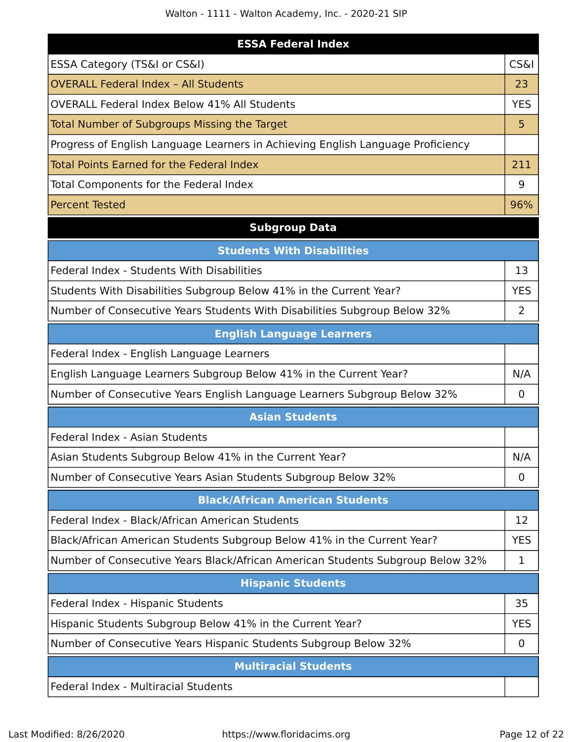| ESSA Federal Index | |
|---|---|
| ESSA Category (TS&I or CS&I) | CS&I |
| OVERALL Federal Index – All Students | 23 |
| OVERALL Federal Index Below 41% All Students | YES |
| Total Number of Subgroups Missing the Target | 5 |
| Progress of English Language Learners in Achieving English Language Proficiency | |
| Total Points Earned for the Federal Index | 211 |
| Total Components for the Federal Index | 9 |
| Percent Tested | 96% |

## Subgroup Data

| Students With Disabilities | |
|---|---|
| Federal Index - Students With Disabilities | 13 |
| Students With Disabilities Subgroup Below 41% in the Current Year? | YES |
| Number of Consecutive Years Students With Disabilities Subgroup Below 32% | 2 |

| English Language Learners | |
|---|---|
| Federal Index - English Language Learners | |
| English Language Learners Subgroup Below 41% in the Current Year? | N/A |
| Number of Consecutive Years English Language Learners Subgroup Below 32% | 0 |

| Asian Students | |
|---|---|
| Federal Index - Asian Students | |
| Asian Students Subgroup Below 41% in the Current Year? | N/A |
| Number of Consecutive Years Asian Students Subgroup Below 32% | 0 |

| Black/African American Students | |
|---|---|
| Federal Index - Black/African American Students | 12 |
| Black/African American Students Subgroup Below 41% in the Current Year? | YES |
| Number of Consecutive Years Black/African American Students Subgroup Below 32% | 1 |

| Hispanic Students | |
|---|---|
| Federal Index - Hispanic Students | 35 |
| Hispanic Students Subgroup Below 41% in the Current Year? | YES |
| Number of Consecutive Years Hispanic Students Subgroup Below 32% | 0 |

| Multiracial Students | |
|---|---|
| Federal Index - Multiracial Students | |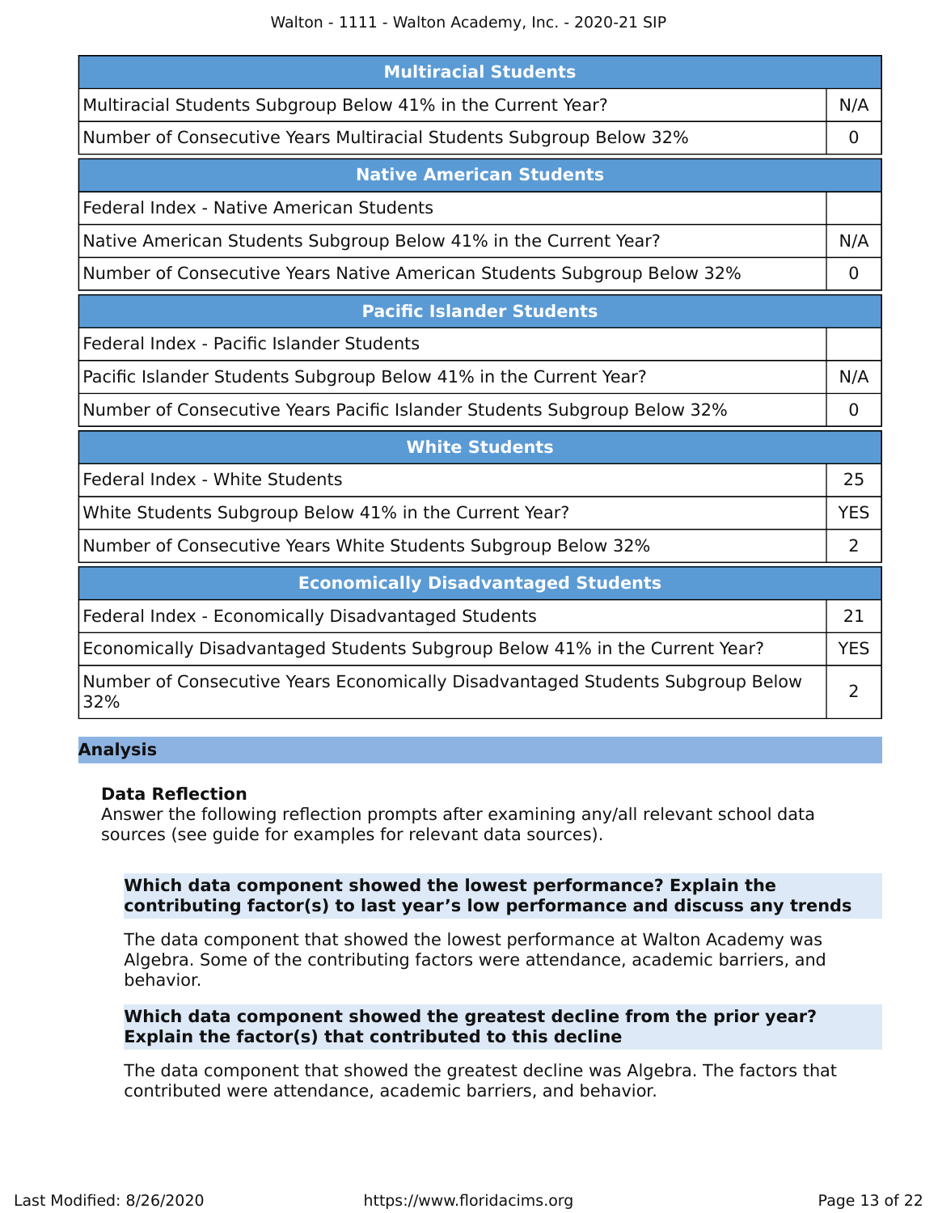| Multiracial Students | |
|---|---|
| Multiracial Students Subgroup Below 41% in the Current Year? | N/A |
| Number of Consecutive Years Multiracial Students Subgroup Below 32% | 0 |

| Native American Students | |
|---|---|
| Federal Index - Native American Students | |
| Native American Students Subgroup Below 41% in the Current Year? | N/A |
| Number of Consecutive Years Native American Students Subgroup Below 32% | 0 |

| Pacific Islander Students | |
|---|---|
| Federal Index - Pacific Islander Students | |
| Pacific Islander Students Subgroup Below 41% in the Current Year? | N/A |
| Number of Consecutive Years Pacific Islander Students Subgroup Below 32% | 0 |

| White Students | |
|---|---|
| Federal Index - White Students | 25 |
| White Students Subgroup Below 41% in the Current Year? | YES |
| Number of Consecutive Years White Students Subgroup Below 32% | 2 |

| Economically Disadvantaged Students | |
|---|---|
| Federal Index - Economically Disadvantaged Students | 21 |
| Economically Disadvantaged Students Subgroup Below 41% in the Current Year? | YES |
| Number of Consecutive Years Economically Disadvantaged Students Subgroup Below 32% | 2 |

## Analysis

### Data Reflection

Answer the following reflection prompts after examining any/all relevant school data sources (see guide for examples for relevant data sources).

**Which data component showed the lowest performance? Explain the contributing factor(s) to last year's low performance and discuss any trends**

The data component that showed the lowest performance at Walton Academy was Algebra. Some of the contributing factors were attendance, academic barriers, and behavior.

**Which data component showed the greatest decline from the prior year? Explain the factor(s) that contributed to this decline**

The data component that showed the greatest decline was Algebra. The factors that contributed were attendance, academic barriers, and behavior.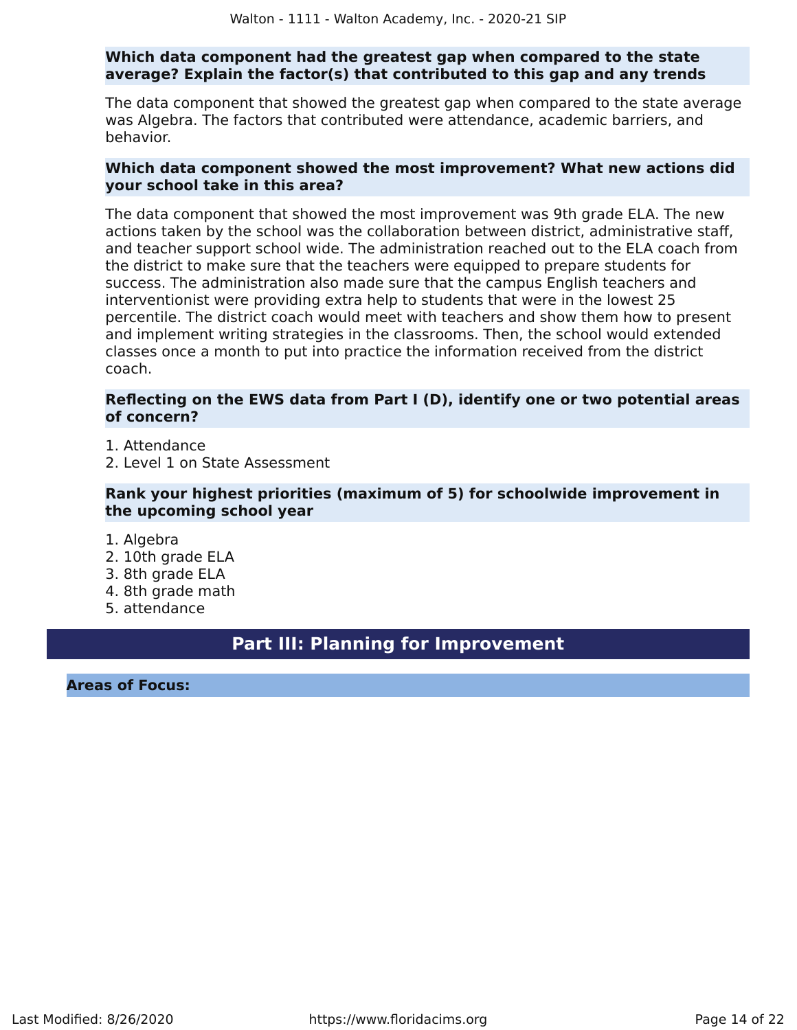**Which data component had the greatest gap when compared to the state average? Explain the factor(s) that contributed to this gap and any trends**

The data component that showed the greatest gap when compared to the state average was Algebra. The factors that contributed were attendance, academic barriers, and behavior.

**Which data component showed the most improvement? What new actions did your school take in this area?**

The data component that showed the most improvement was 9th grade ELA. The new actions taken by the school was the collaboration between district, administrative staff, and teacher support school wide. The administration reached out to the ELA coach from the district to make sure that the teachers were equipped to prepare students for success. The administration also made sure that the campus English teachers and interventionist were providing extra help to students that were in the lowest 25 percentile. The district coach would meet with teachers and show them how to present and implement writing strategies in the classrooms. Then, the school would extended classes once a month to put into practice the information received from the district coach.

**Reflecting on the EWS data from Part I (D), identify one or two potential areas of concern?**

1. Attendance
2. Level 1 on State Assessment

**Rank your highest priorities (maximum of 5) for schoolwide improvement in the upcoming school year**

1. Algebra
2. 10th grade ELA
3. 8th grade ELA
4. 8th grade math
5. attendance

## Part III: Planning for Improvement

**Areas of Focus:**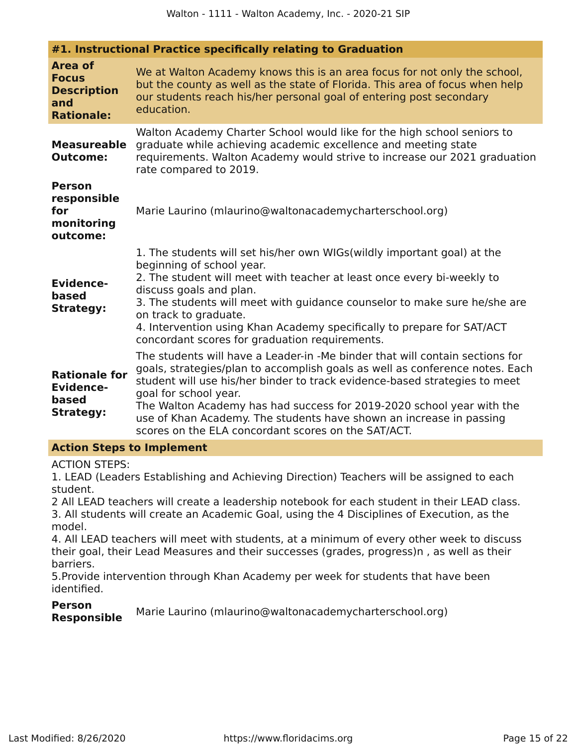## #1. Instructional Practice specifically relating to Graduation

| | |
|---|---|
| **Area of Focus Description and Rationale:** | We at Walton Academy knows this is an area focus for not only the school, but the county as well as the state of Florida. This area of focus when help our students reach his/her personal goal of entering post secondary education. |
| **Measureable Outcome:** | Walton Academy Charter School would like for the high school seniors to graduate while achieving academic excellence and meeting state requirements. Walton Academy would strive to increase our 2021 graduation rate compared to 2019. |
| **Person responsible for monitoring outcome:** | Marie Laurino (mlaurino@waltonacademycharterschool.org) |
| **Evidence-based Strategy:** | 1. The students will set his/her own WIGs(wildly important goal) at the beginning of school year.<br>2. The student will meet with teacher at least once every bi-weekly to discuss goals and plan.<br>3. The students will meet with guidance counselor to make sure he/she are on track to graduate.<br>4. Intervention using Khan Academy specifically to prepare for SAT/ACT concordant scores for graduation requirements. |
| **Rationale for Evidence-based Strategy:** | The students will have a Leader-in -Me binder that will contain sections for goals, strategies/plan to accomplish goals as well as conference notes. Each student will use his/her binder to track evidence-based strategies to meet goal for school year.<br>The Walton Academy has had success for 2019-2020 school year with the use of Khan Academy. The students have shown an increase in passing scores on the ELA concordant scores on the SAT/ACT. |

### Action Steps to Implement

ACTION STEPS:
1. LEAD (Leaders Establishing and Achieving Direction) Teachers will be assigned to each student.
2 All LEAD teachers will create a leadership notebook for each student in their LEAD class.
3. All students will create an Academic Goal, using the 4 Disciplines of Execution, as the model.
4. All LEAD teachers will meet with students, at a minimum of every other week to discuss their goal, their Lead Measures and their successes (grades, progress)n , as well as their barriers.
5.Provide intervention through Khan Academy per week for students that have been identified.

**Person Responsible** Marie Laurino (mlaurino@waltonacademycharterschool.org)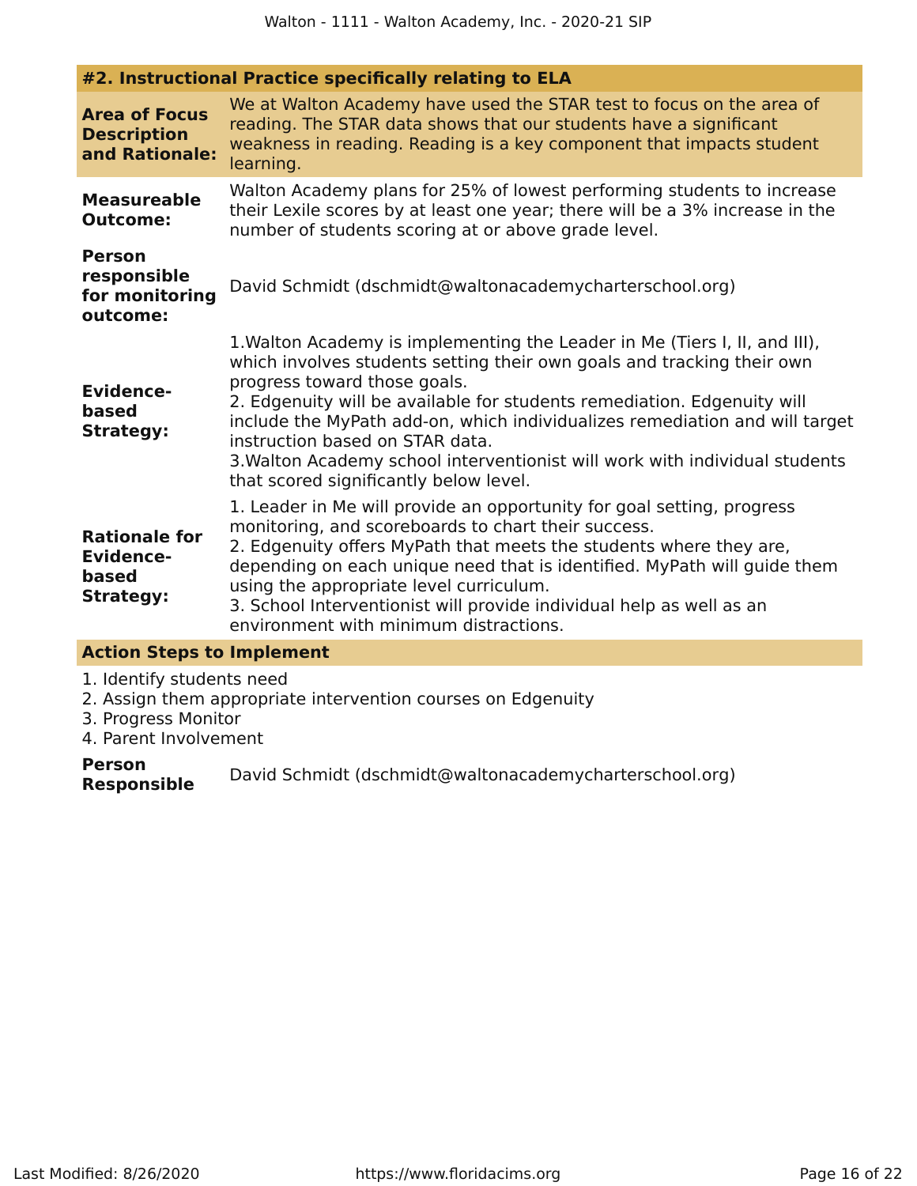#### #2. Instructional Practice specifically relating to ELA

| | |
|---|---|
| **Area of Focus Description and Rationale:** | We at Walton Academy have used the STAR test to focus on the area of reading. The STAR data shows that our students have a significant weakness in reading. Reading is a key component that impacts student learning. |
| **Measureable Outcome:** | Walton Academy plans for 25% of lowest performing students to increase their Lexile scores by at least one year; there will be a 3% increase in the number of students scoring at or above grade level. |
| **Person responsible for monitoring outcome:** | David Schmidt (dschmidt@waltonacademycharterschool.org) |
| **Evidence-based Strategy:** | 1.Walton Academy is implementing the Leader in Me (Tiers I, II, and III), which involves students setting their own goals and tracking their own progress toward those goals.<br>2. Edgenuity will be available for students remediation. Edgenuity will include the MyPath add-on, which individualizes remediation and will target instruction based on STAR data.<br>3.Walton Academy school interventionist will work with individual students that scored significantly below level. |
| **Rationale for Evidence-based Strategy:** | 1. Leader in Me will provide an opportunity for goal setting, progress monitoring, and scoreboards to chart their success.<br>2. Edgenuity offers MyPath that meets the students where they are, depending on each unique need that is identified. MyPath will guide them using the appropriate level curriculum.<br>3. School Interventionist will provide individual help as well as an environment with minimum distractions. |

**Action Steps to Implement**

1. Identify students need
2. Assign them appropriate intervention courses on Edgenuity
3. Progress Monitor
4. Parent Involvement

| | |
|---|---|
| **Person Responsible** | David Schmidt (dschmidt@waltonacademycharterschool.org) |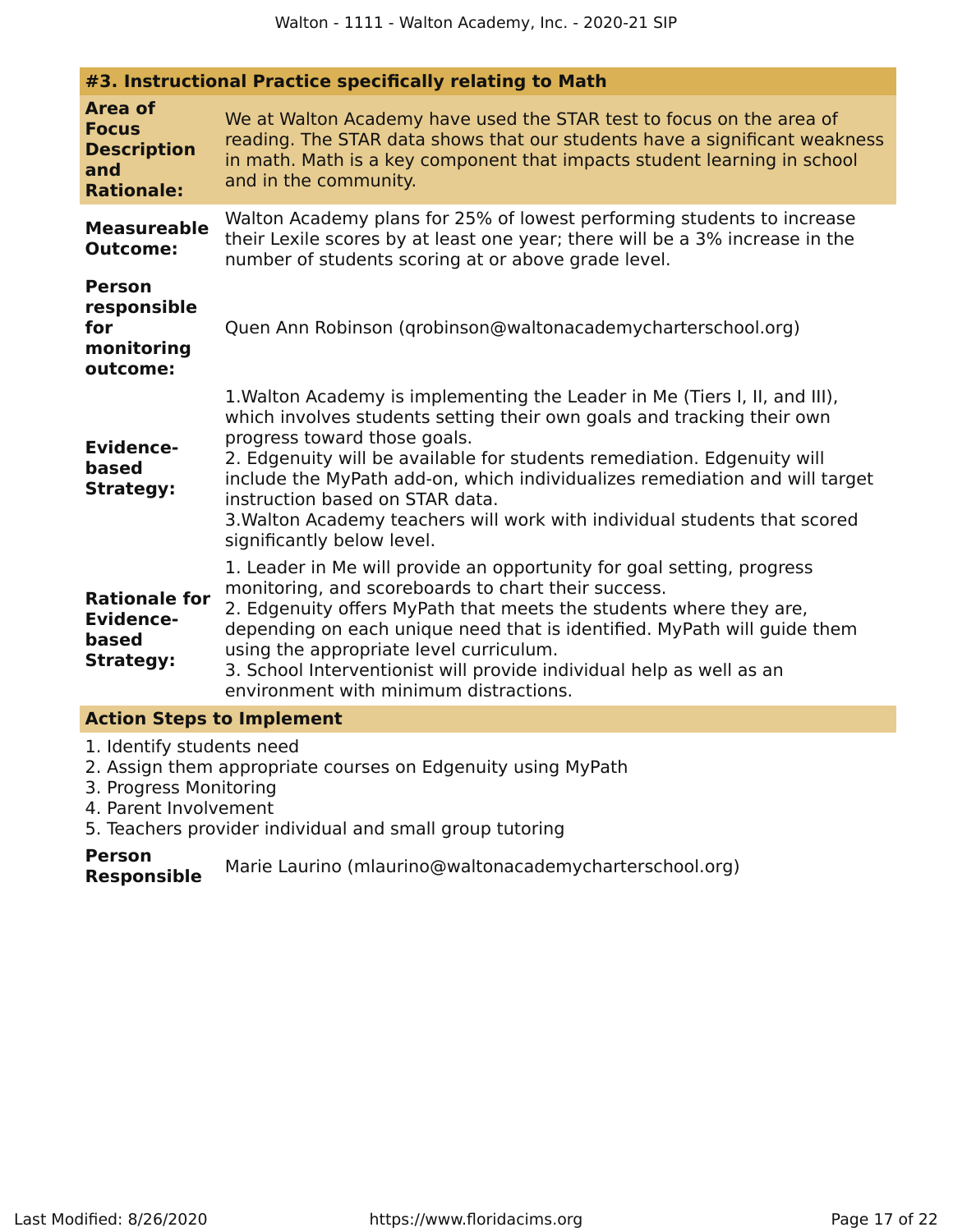## #3. Instructional Practice specifically relating to Math

| | |
|---|---|
| **Area of Focus Description and Rationale:** | We at Walton Academy have used the STAR test to focus on the area of reading. The STAR data shows that our students have a significant weakness in math. Math is a key component that impacts student learning in school and in the community. |
| **Measureable Outcome:** | Walton Academy plans for 25% of lowest performing students to increase their Lexile scores by at least one year; there will be a 3% increase in the number of students scoring at or above grade level. |
| **Person responsible for monitoring outcome:** | Quen Ann Robinson (qrobinson@waltonacademycharterschool.org) |
| **Evidence-based Strategy:** | 1.Walton Academy is implementing the Leader in Me (Tiers I, II, and III), which involves students setting their own goals and tracking their own progress toward those goals.<br>2. Edgenuity will be available for students remediation. Edgenuity will include the MyPath add-on, which individualizes remediation and will target instruction based on STAR data.<br>3.Walton Academy teachers will work with individual students that scored significantly below level. |
| **Rationale for Evidence-based Strategy:** | 1. Leader in Me will provide an opportunity for goal setting, progress monitoring, and scoreboards to chart their success.<br>2. Edgenuity offers MyPath that meets the students where they are, depending on each unique need that is identified. MyPath will guide them using the appropriate level curriculum.<br>3. School Interventionist will provide individual help as well as an environment with minimum distractions. |

### Action Steps to Implement

1. Identify students need
2. Assign them appropriate courses on Edgenuity using MyPath
3. Progress Monitoring
4. Parent Involvement
5. Teachers provider individual and small group tutoring

**Person Responsible** Marie Laurino (mlaurino@waltonacademycharterschool.org)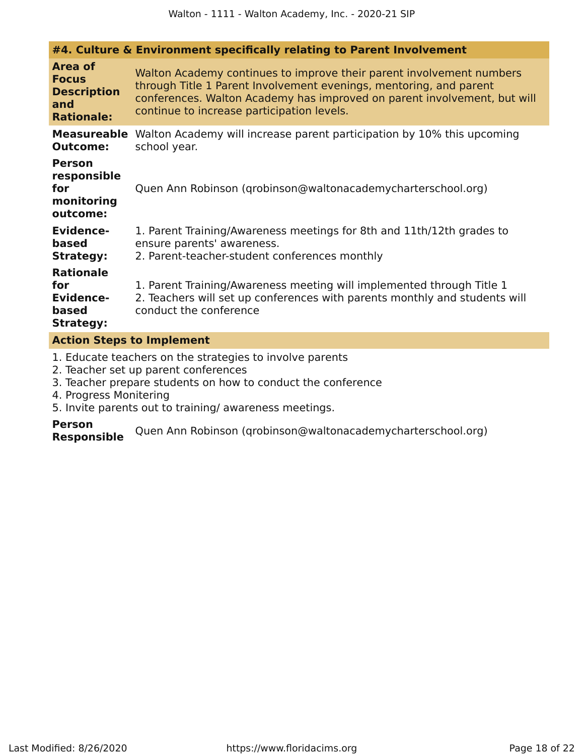### #4. Culture & Environment specifically relating to Parent Involvement

**Area of Focus Description and Rationale:** Walton Academy continues to improve their parent involvement numbers through Title 1 Parent Involvement evenings, mentoring, and parent conferences. Walton Academy has improved on parent involvement, but will continue to increase participation levels.

**Measureable Outcome:** Walton Academy will increase parent participation by 10% this upcoming school year.

**Person responsible for monitoring outcome:** Quen Ann Robinson (qrobinson@waltonacademycharterschool.org)

**Evidence-based Strategy:**
1. Parent Training/Awareness meetings for 8th and 11th/12th grades to ensure parents' awareness.
2. Parent-teacher-student conferences monthly

**Rationale for Evidence-based Strategy:**
1. Parent Training/Awareness meeting will implemented through Title 1
2. Teachers will set up conferences with parents monthly and students will conduct the conference

**Action Steps to Implement**

1. Educate teachers on the strategies to involve parents
2. Teacher set up parent conferences
3. Teacher prepare students on how to conduct the conference
4. Progress Monitering
5. Invite parents out to training/ awareness meetings.

**Person Responsible** Quen Ann Robinson (qrobinson@waltonacademycharterschool.org)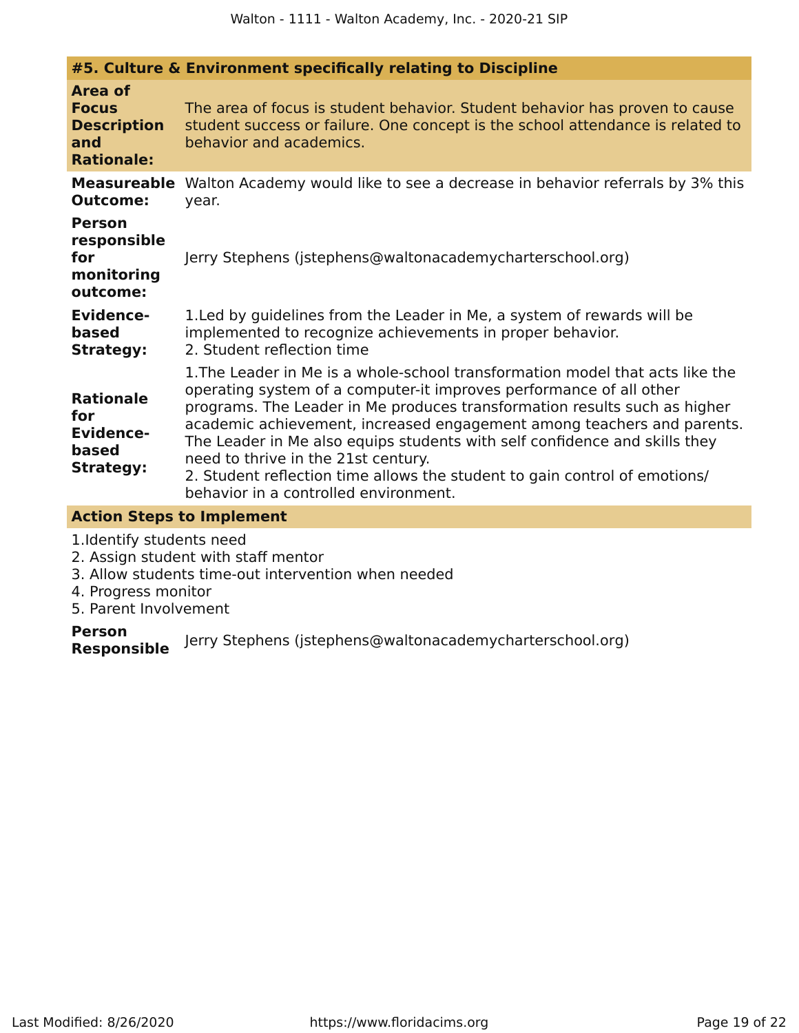### #5. Culture & Environment specifically relating to Discipline

**Area of Focus Description and Rationale:** The area of focus is student behavior. Student behavior has proven to cause student success or failure. One concept is the school attendance is related to behavior and academics.

**Measureable Outcome:** Walton Academy would like to see a decrease in behavior referrals by 3% this year.

**Person responsible for monitoring outcome:** Jerry Stephens (jstephens@waltonacademycharterschool.org)

**Evidence-based Strategy:**
1.Led by guidelines from the Leader in Me, a system of rewards will be implemented to recognize achievements in proper behavior.
2. Student reflection time

**Rationale for Evidence-based Strategy:**
1.The Leader in Me is a whole-school transformation model that acts like the operating system of a computer-it improves performance of all other programs. The Leader in Me produces transformation results such as higher academic achievement, increased engagement among teachers and parents. The Leader in Me also equips students with self confidence and skills they need to thrive in the 21st century.
2. Student reflection time allows the student to gain control of emotions/ behavior in a controlled environment.

**Action Steps to Implement**

1.Identify students need
2. Assign student with staff mentor
3. Allow students time-out intervention when needed
4. Progress monitor
5. Parent Involvement

**Person Responsible:** Jerry Stephens (jstephens@waltonacademycharterschool.org)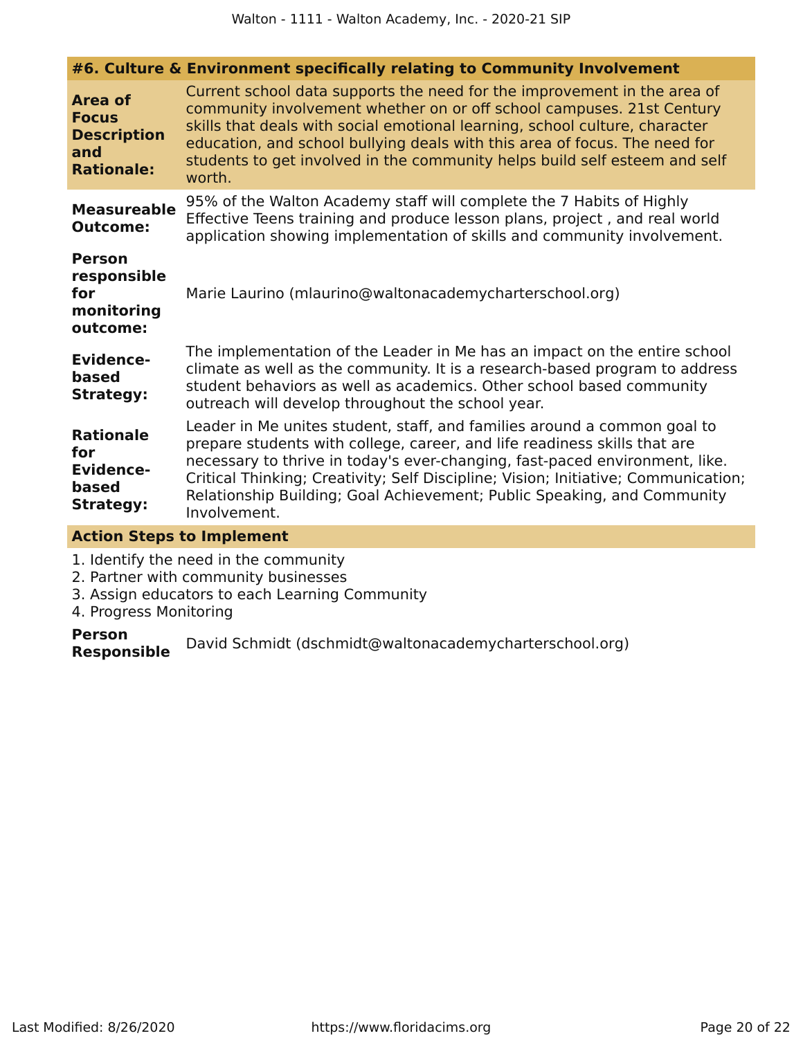#### #6. Culture & Environment specifically relating to Community Involvement

| | |
|---|---|
| **Area of Focus Description and Rationale:** | Current school data supports the need for the improvement in the area of community involvement whether on or off school campuses. 21st Century skills that deals with social emotional learning, school culture, character education, and school bullying deals with this area of focus. The need for students to get involved in the community helps build self esteem and self worth. |
| **Measureable Outcome:** | 95% of the Walton Academy staff will complete the 7 Habits of Highly Effective Teens training and produce lesson plans, project , and real world application showing implementation of skills and community involvement. |
| **Person responsible for monitoring outcome:** | Marie Laurino (mlaurino@waltonacademycharterschool.org) |
| **Evidence-based Strategy:** | The implementation of the Leader in Me has an impact on the entire school climate as well as the community. It is a research-based program to address student behaviors as well as academics. Other school based community outreach will develop throughout the school year. |
| **Rationale for Evidence-based Strategy:** | Leader in Me unites student, staff, and families around a common goal to prepare students with college, career, and life readiness skills that are necessary to thrive in today's ever-changing, fast-paced environment, like. Critical Thinking; Creativity; Self Discipline; Vision; Initiative; Communication; Relationship Building; Goal Achievement; Public Speaking, and Community Involvement. |

**Action Steps to Implement**

1. Identify the need in the community
2. Partner with community businesses
3. Assign educators to each Learning Community
4. Progress Monitoring

**Person Responsible** David Schmidt (dschmidt@waltonacademycharterschool.org)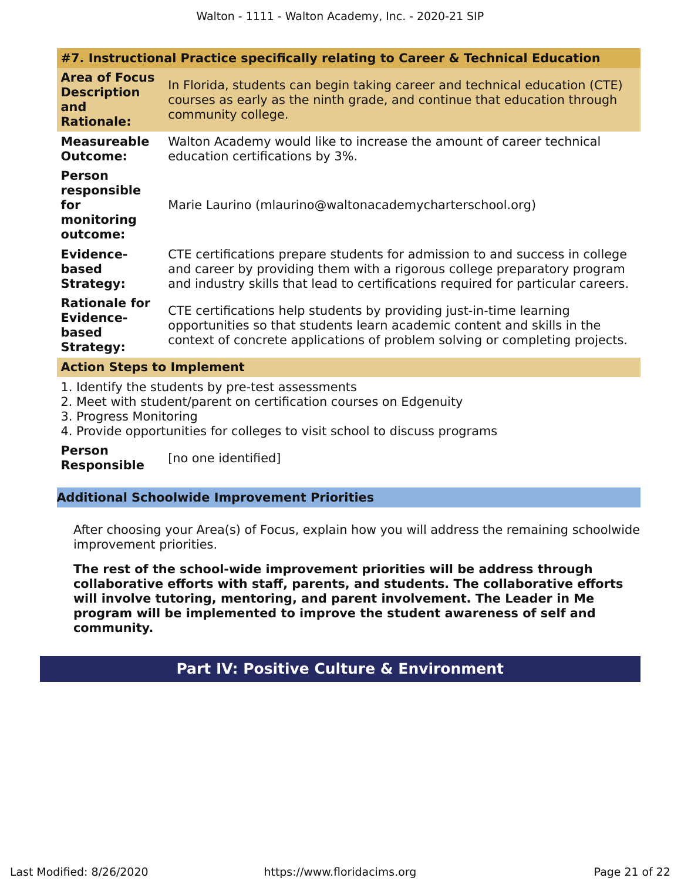#### #7. Instructional Practice specifically relating to Career & Technical Education

| | |
|---|---|
| **Area of Focus Description and Rationale:** | In Florida, students can begin taking career and technical education (CTE) courses as early as the ninth grade, and continue that education through community college. |
| **Measureable Outcome:** | Walton Academy would like to increase the amount of career technical education certifications by 3%. |
| **Person responsible for monitoring outcome:** | Marie Laurino (mlaurino@waltonacademycharterschool.org) |
| **Evidence-based Strategy:** | CTE certifications prepare students for admission to and success in college and career by providing them with a rigorous college preparatory program and industry skills that lead to certifications required for particular careers. |
| **Rationale for Evidence-based Strategy:** | CTE certifications help students by providing just-in-time learning opportunities so that students learn academic content and skills in the context of concrete applications of problem solving or completing projects. |

**Action Steps to Implement**

1. Identify the students by pre-test assessments
2. Meet with student/parent on certification courses on Edgenuity
3. Progress Monitoring
4. Provide opportunities for colleges to visit school to discuss programs

**Person Responsible** [no one identified]

### Additional Schoolwide Improvement Priorities

After choosing your Area(s) of Focus, explain how you will address the remaining schoolwide improvement priorities.

**The rest of the school-wide improvement priorities will be address through collaborative efforts with staff, parents, and students. The collaborative efforts will involve tutoring, mentoring, and parent involvement. The Leader in Me program will be implemented to improve the student awareness of self and community.**

## Part IV: Positive Culture & Environment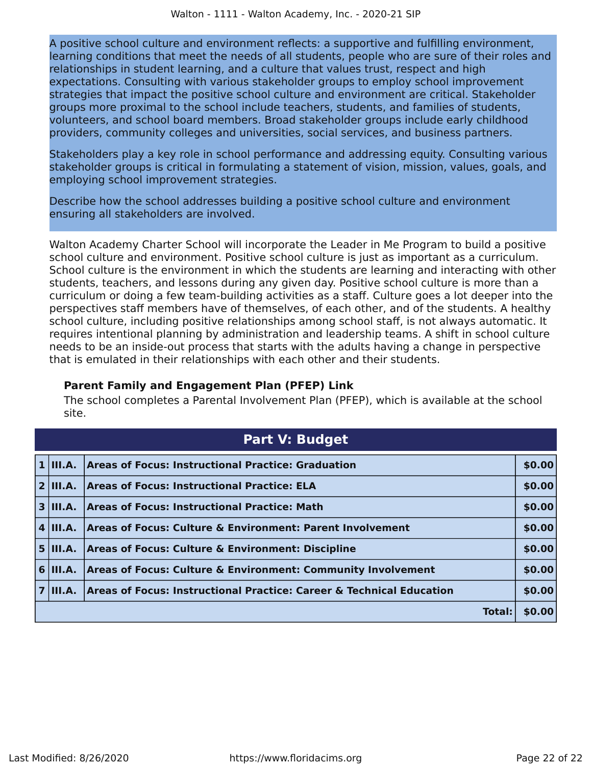A positive school culture and environment reflects: a supportive and fulfilling environment, learning conditions that meet the needs of all students, people who are sure of their roles and relationships in student learning, and a culture that values trust, respect and high expectations. Consulting with various stakeholder groups to employ school improvement strategies that impact the positive school culture and environment are critical. Stakeholder groups more proximal to the school include teachers, students, and families of students, volunteers, and school board members. Broad stakeholder groups include early childhood providers, community colleges and universities, social services, and business partners.

Stakeholders play a key role in school performance and addressing equity. Consulting various stakeholder groups is critical in formulating a statement of vision, mission, values, goals, and employing school improvement strategies.

Describe how the school addresses building a positive school culture and environment ensuring all stakeholders are involved.

Walton Academy Charter School will incorporate the Leader in Me Program to build a positive school culture and environment. Positive school culture is just as important as a curriculum. School culture is the environment in which the students are learning and interacting with other students, teachers, and lessons during any given day. Positive school culture is more than a curriculum or doing a few team-building activities as a staff. Culture goes a lot deeper into the perspectives staff members have of themselves, of each other, and of the students. A healthy school culture, including positive relationships among school staff, is not always automatic. It requires intentional planning by administration and leadership teams. A shift in school culture needs to be an inside-out process that starts with the adults having a change in perspective that is emulated in their relationships with each other and their students.

**Parent Family and Engagement Plan (PFEP) Link**

The school completes a Parental Involvement Plan (PFEP), which is available at the school site.

## Part V: Budget

| | | | |
|---|---|---|---|
| 1 | III.A. | **Areas of Focus: Instructional Practice: Graduation** | **$0.00** |
| 2 | III.A. | **Areas of Focus: Instructional Practice: ELA** | **$0.00** |
| 3 | III.A. | **Areas of Focus: Instructional Practice: Math** | **$0.00** |
| 4 | III.A. | **Areas of Focus: Culture & Environment: Parent Involvement** | **$0.00** |
| 5 | III.A. | **Areas of Focus: Culture & Environment: Discipline** | **$0.00** |
| 6 | III.A. | **Areas of Focus: Culture & Environment: Community Involvement** | **$0.00** |
| 7 | III.A. | **Areas of Focus: Instructional Practice: Career & Technical Education** | **$0.00** |
| | | **Total:** | **$0.00** |